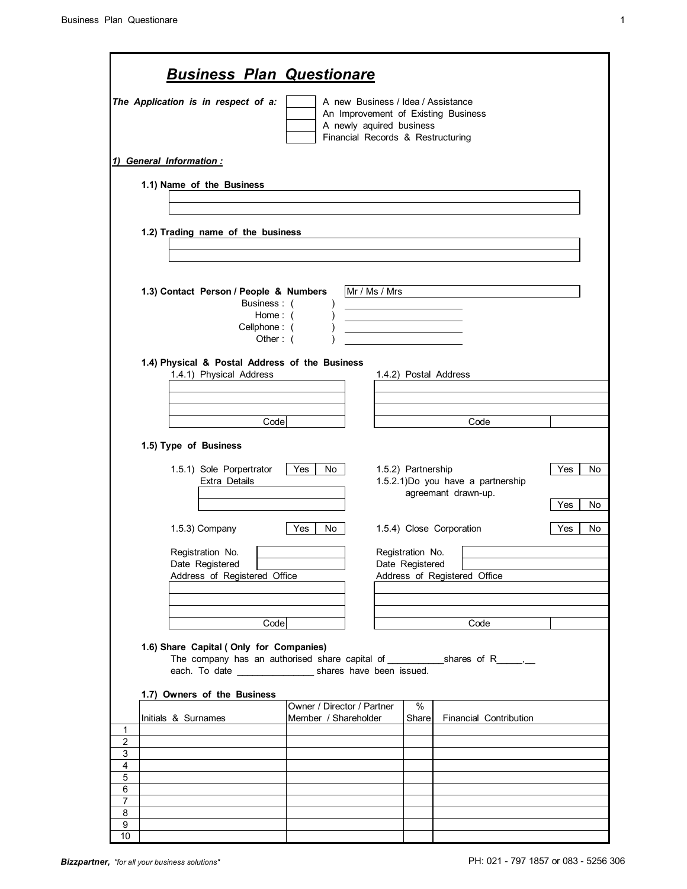# *Business Plan Questionare*

***The Application is in respect of a:***

- [ ] A new Business / Idea / Assistance
- [ ] An Improvement of Existing Business
- [ ] A newly aquired business
- [ ] Financial Records & Restructuring

## *1) General Information :*

**1.1) Name of the Business**

______________________________

**1.2) Trading name of the business**

______________________________

**1.3) Contact Person / People & Numbers** Mr / Ms / Mrs ______________________________

Business : (  ) ______________

Home : (  ) ______________

Cellphone : (  ) ______________

Other : (  ) ______________

**1.4) Physical & Postal Address of the Business**

1.4.1) Physical Address

______________________________

______________________________

______________________________

Code ______

1.4.2) Postal Address

______________________________

______________________________

______________________________

Code ______

**1.5) Type of Business**

1.5.1) Sole Porpertrator  Yes | No

Extra Details

______________________________

______________________________

1.5.2) Partnership  Yes | No

1.5.2.1)Do you have a partnership agreemant drawn-up.  Yes | No

1.5.3) Company  Yes | No

Registration No. ______________

Date Registered ______________

Address of Registered Office

______________________________

______________________________

______________________________

Code ______

1.5.4) Close Corporation  Yes | No

Registration No. ______________

Date Registered ______________

Address of Registered Office

______________________________

______________________________

______________________________

Code ______

**1.6) Share Capital ( Only for Companies)**

The company has an authorised share capital of ___________shares of R_____,__ each. To date _______________ shares have been issued.

**1.7) Owners of the Business**

| | Initials & Surnames | Owner / Director / Partner Member / Shareholder | % Share | Financial Contribution |
|---|---|---|---|---|
| 1 | | | | |
| 2 | | | | |
| 3 | | | | |
| 4 | | | | |
| 5 | | | | |
| 6 | | | | |
| 7 | | | | |
| 8 | | | | |
| 9 | | | | |
| 10 | | | | |

**Bizzpartner,** *"for all your business solutions"*  PH: 021 - 797 1857 or 083 - 5256 306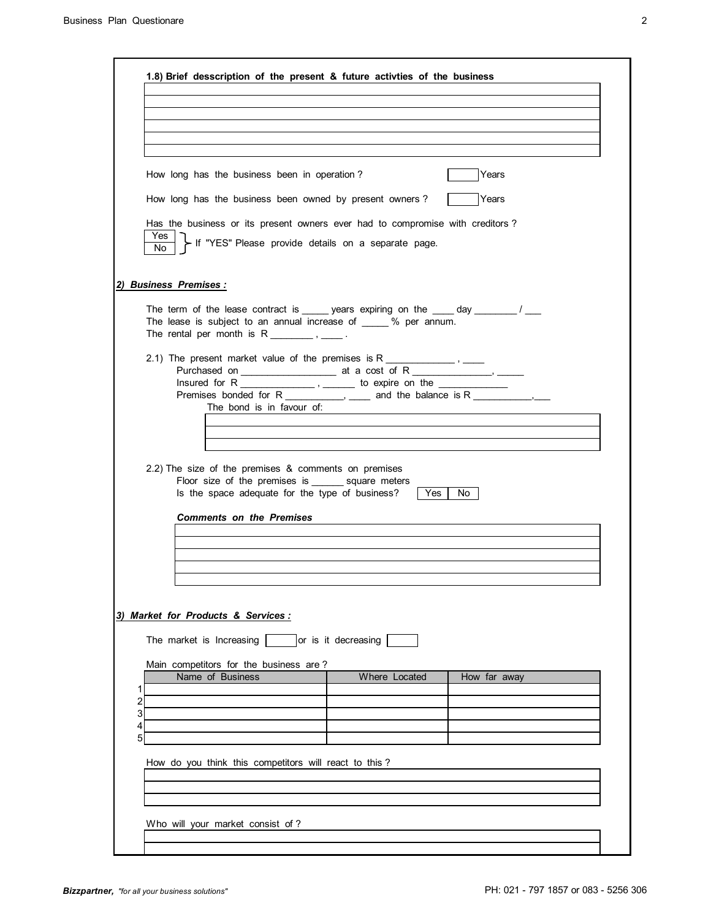**1.8) Brief desscription of the present & future activties of the business**

|  |
|---|
|  |
|  |
|  |
|  |
|  |
|  |

How long has the business been in operation ? [ ] Years

How long has the business been owned by present owners ? [ ] Years

Has the business or its present owners ever had to compromise with creditors ?

Yes / No } If "YES" Please provide details on a separate page.

***2) Business Premises :***

The term of the lease contract is _____ years expiring on the ____ day ________ / ___
The lease is subject to an annual increase of _____ % per annum.
The rental per month is R ________ , ____ .

2.1) The present market value of the premises is R _____________ , ____
Purchased on _________________ at a cost of R _______________, _____
Insured for R ______________ , ______ to expire on the _____________
Premises bonded for R ___________, ____ and the balance is R ___________,___
The bond is in favour of:

|  |
|---|
|  |
|  |
|  |

2.2) The size of the premises & comments on premises
Floor size of the premises is ______ square meters
Is the space adequate for the type of business? [ Yes | No ]

***Comments on the Premises***

|  |
|---|
|  |
|  |
|  |
|  |
|  |

***3) Market for Products & Services :***

The market is Increasing [ ] or is it decreasing [ ]

Main competitors for the business are ?

|  | Name of Business | Where Located | How far away |
|---|---|---|---|
| 1 |  |  |  |
| 2 |  |  |  |
| 3 |  |  |  |
| 4 |  |  |  |
| 5 |  |  |  |

How do you think this competitors will react to this ?

|  |
|---|
|  |
|  |
|  |

Who will your market consist of ?

|  |
|---|
|  |
|  |

Bizzpartner, *"for all your business solutions"* PH: 021 - 797 1857 or 083 - 5256 306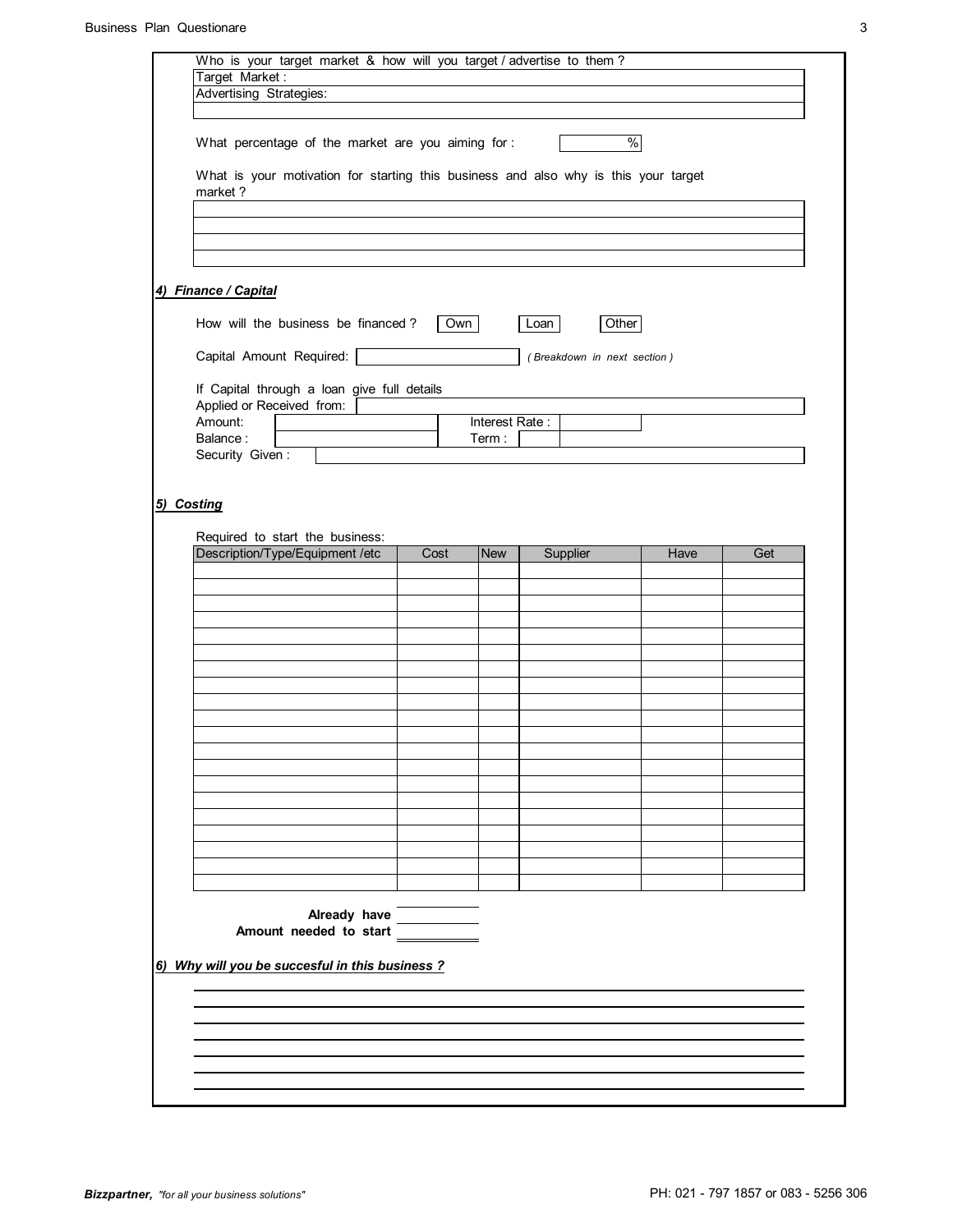Who is your target market & how will you target / advertise to them ?

Target Market :

Advertising Strategies:

What percentage of the market are you aiming for : ______ %

What is your motivation for starting this business and also why is this your target market ?

## 4) Finance / Capital

How will the business be financed ? Own / Loan / Other

Capital Amount Required: ______ *( Breakdown in next section )*

If Capital through a loan give full details

Applied or Received from:

Amount: ______ Interest Rate : ______

Balance : ______ Term : ______

Security Given :

## 5) Costing

Required to start the business:

| Description/Type/Equipment /etc | Cost | New | Supplier | Have | Get |
|---|---|---|---|---|---|
| | | | | | |
| | | | | | |
| | | | | | |
| | | | | | |
| | | | | | |
| | | | | | |
| | | | | | |
| | | | | | |
| | | | | | |
| | | | | | |
| | | | | | |
| | | | | | |
| | | | | | |
| | | | | | |
| | | | | | |
| | | | | | |
| | | | | | |
| | | | | | |
| | | | | | |
| | | | | | |

**Already have** ______

**Amount needed to start** ______

## 6) Why will you be succesful in this business ?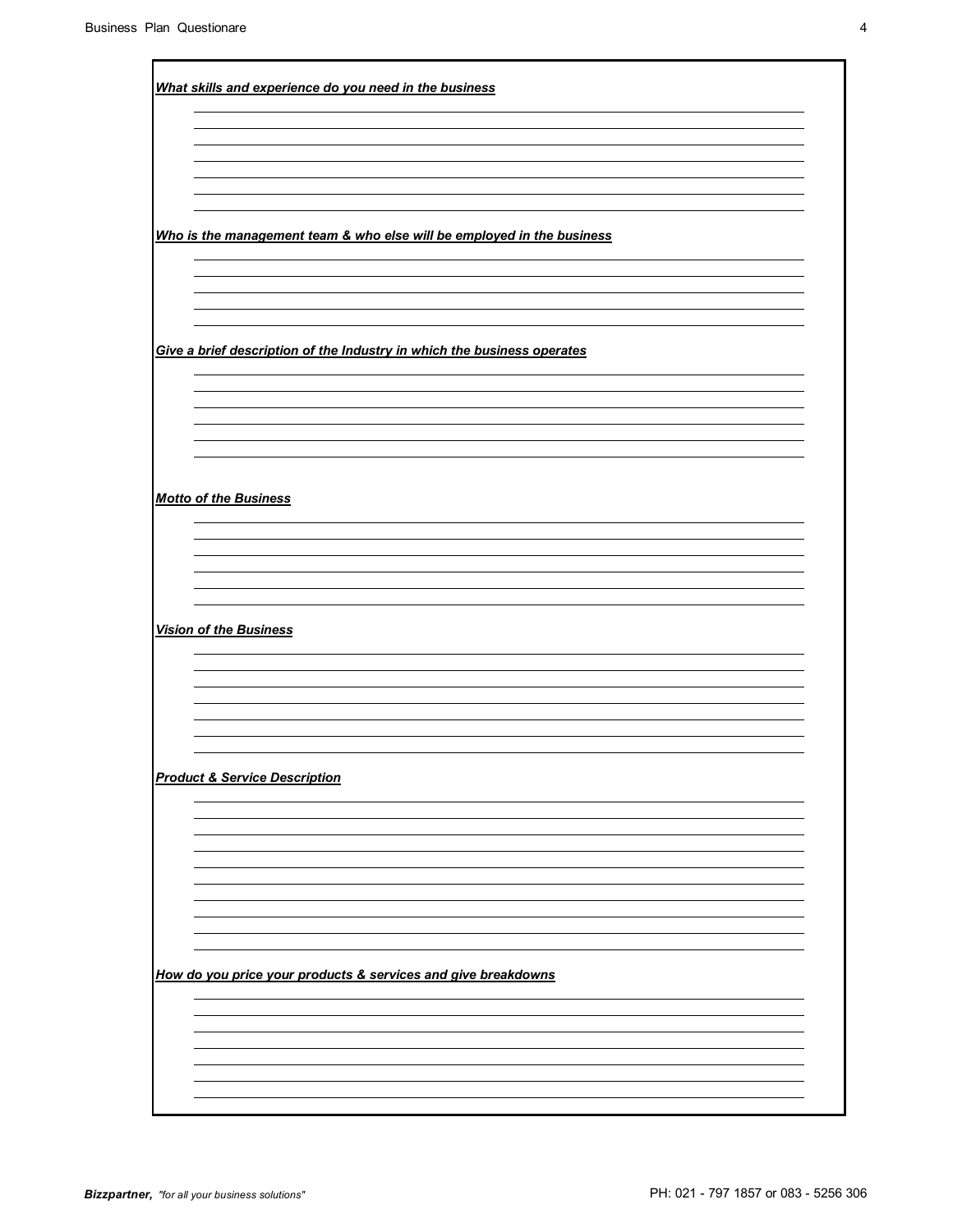***What skills and experience do you need in the business***

***Who is the management team & who else will be employed in the business***

***Give a brief description of the Industry in which the business operates***

***Motto of the Business***

***Vision of the Business***

***Product & Service Description***

***How do you price your products & services and give breakdowns***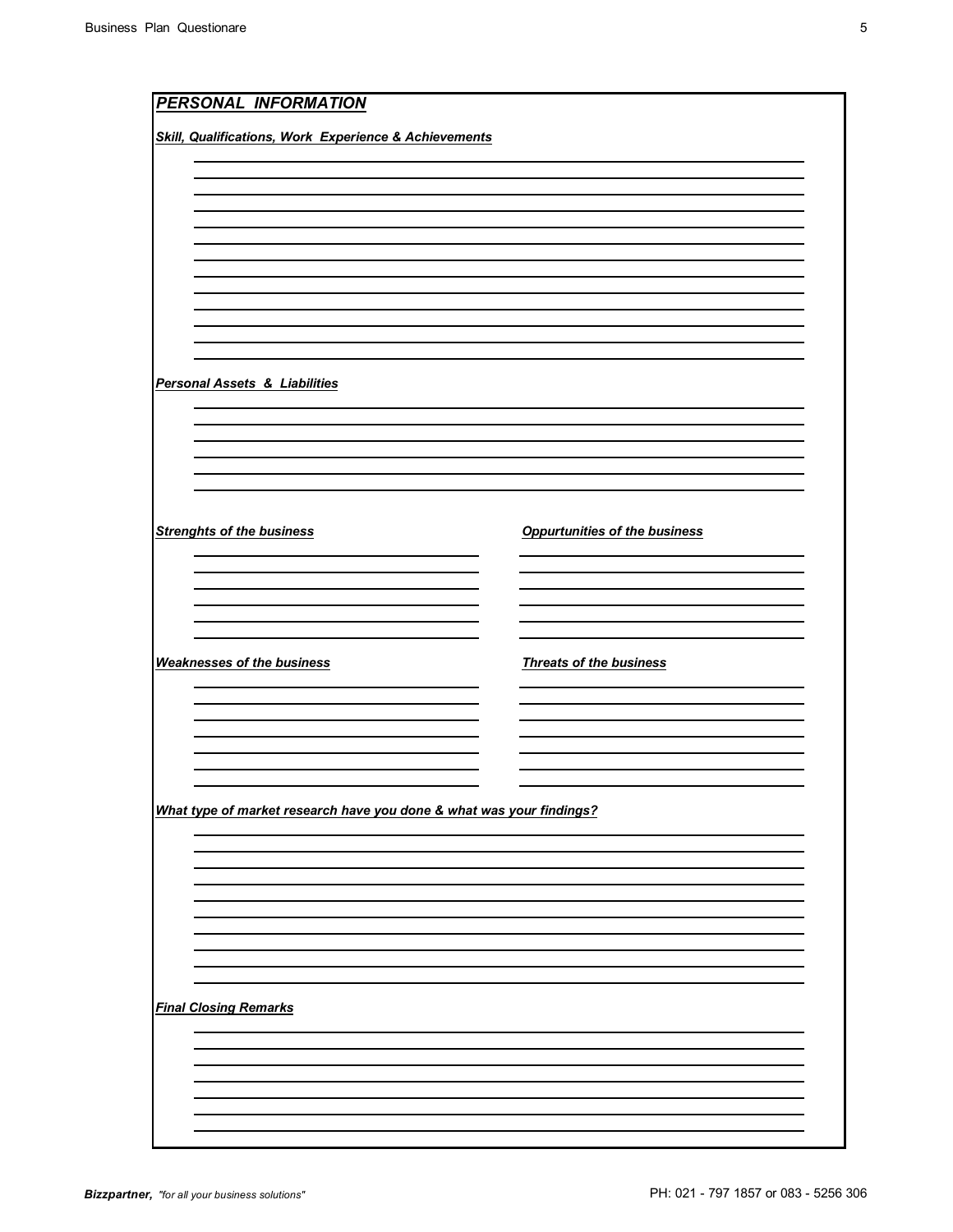## *PERSONAL INFORMATION*

***Skill, Qualifications, Work Experience & Achievements***

***Personal Assets & Liabilities***

***Strenghts of the business***

***Oppurtunities of the business***

***Weaknesses of the business***

***Threats of the business***

***What type of market research have you done & what was your findings?***

***Final Closing Remarks***